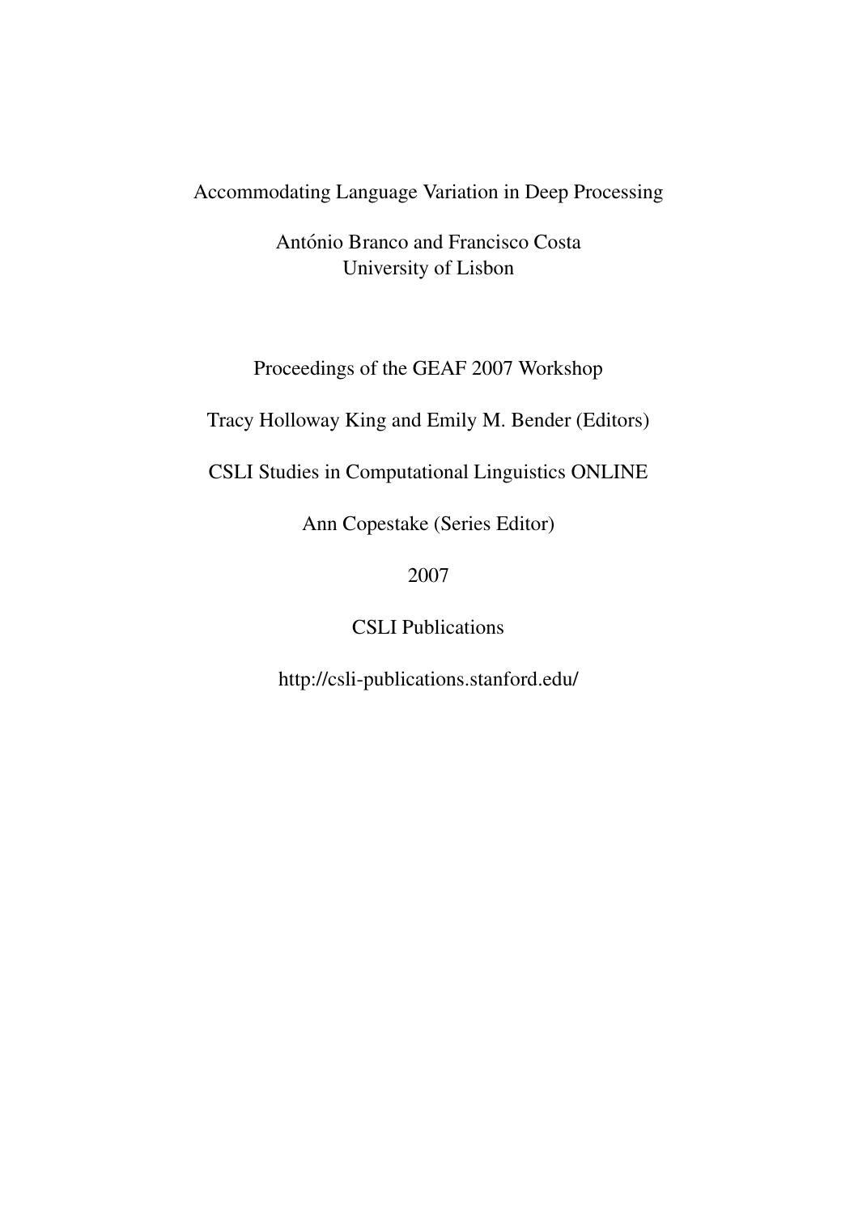# Accommodating Language Variation in Deep Processing

António Branco and Francisco Costa
University of Lisbon

Proceedings of the GEAF 2007 Workshop

Tracy Holloway King and Emily M. Bender (Editors)

CSLI Studies in Computational Linguistics ONLINE

Ann Copestake (Series Editor)

2007

CSLI Publications

http://csli-publications.stanford.edu/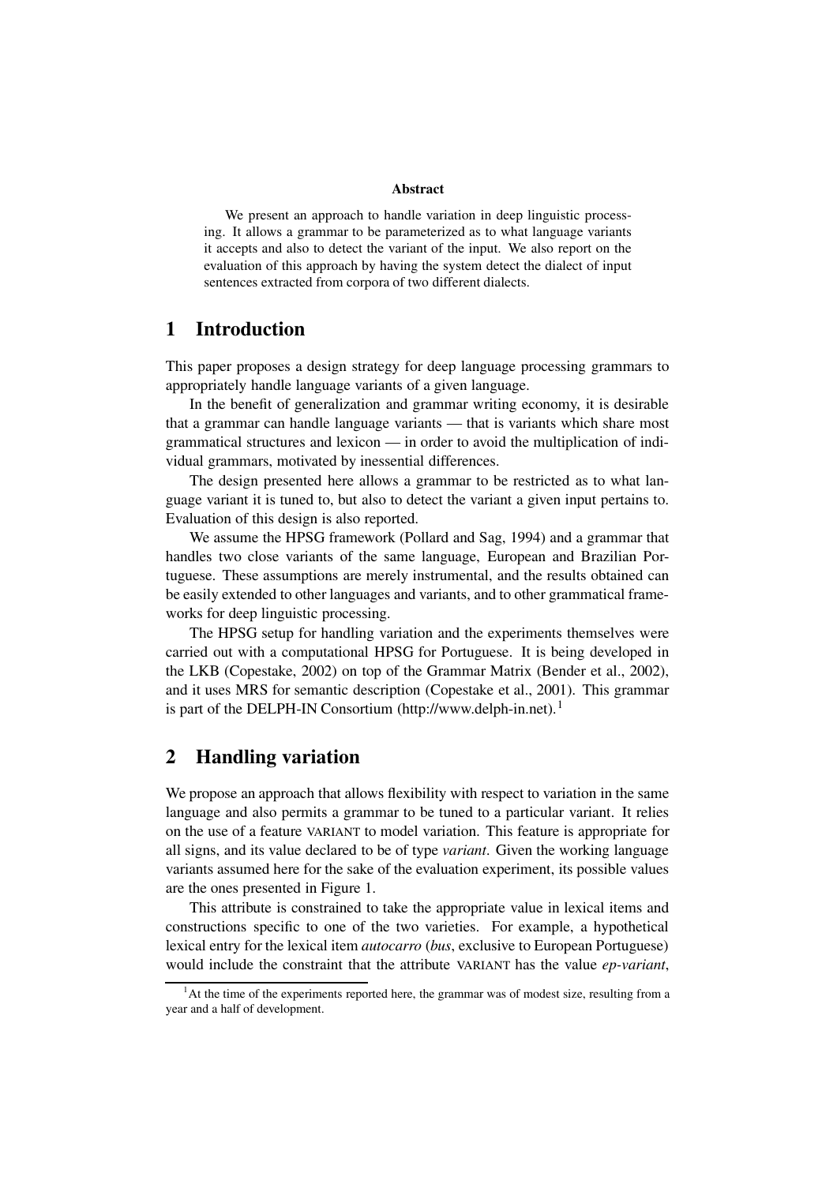**Abstract**

We present an approach to handle variation in deep linguistic processing. It allows a grammar to be parameterized as to what language variants it accepts and also to detect the variant of the input. We also report on the evaluation of this approach by having the system detect the dialect of input sentences extracted from corpora of two different dialects.

# 1 Introduction

This paper proposes a design strategy for deep language processing grammars to appropriately handle language variants of a given language.

In the benefit of generalization and grammar writing economy, it is desirable that a grammar can handle language variants — that is variants which share most grammatical structures and lexicon — in order to avoid the multiplication of individual grammars, motivated by inessential differences.

The design presented here allows a grammar to be restricted as to what language variant it is tuned to, but also to detect the variant a given input pertains to. Evaluation of this design is also reported.

We assume the HPSG framework (Pollard and Sag, 1994) and a grammar that handles two close variants of the same language, European and Brazilian Portuguese. These assumptions are merely instrumental, and the results obtained can be easily extended to other languages and variants, and to other grammatical frameworks for deep linguistic processing.

The HPSG setup for handling variation and the experiments themselves were carried out with a computational HPSG for Portuguese. It is being developed in the LKB (Copestake, 2002) on top of the Grammar Matrix (Bender et al., 2002), and it uses MRS for semantic description (Copestake et al., 2001). This grammar is part of the DELPH-IN Consortium (http://www.delph-in.net).[1]

# 2 Handling variation

We propose an approach that allows flexibility with respect to variation in the same language and also permits a grammar to be tuned to a particular variant. It relies on the use of a feature VARIANT to model variation. This feature is appropriate for all signs, and its value declared to be of type *variant*. Given the working language variants assumed here for the sake of the evaluation experiment, its possible values are the ones presented in Figure 1.

This attribute is constrained to take the appropriate value in lexical items and constructions specific to one of the two varieties. For example, a hypothetical lexical entry for the lexical item *autocarro* (*bus*, exclusive to European Portuguese) would include the constraint that the attribute VARIANT has the value *ep-variant*,

[1] At the time of the experiments reported here, the grammar was of modest size, resulting from a year and a half of development.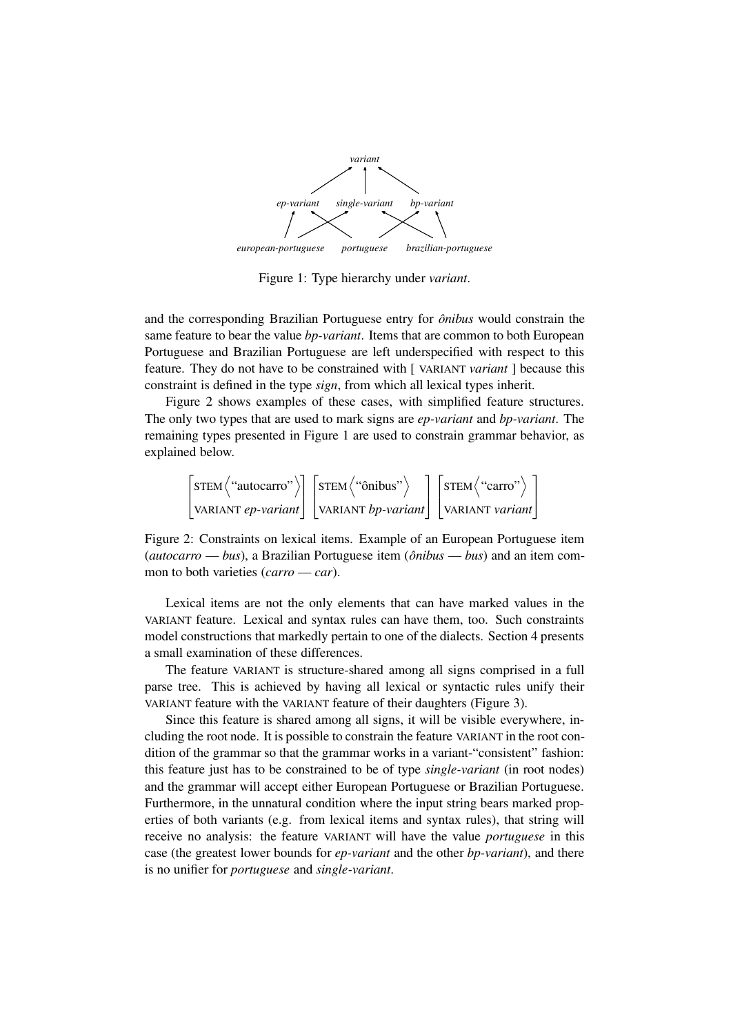Figure 1: Type hierarchy under *variant*.

and the corresponding Brazilian Portuguese entry for *ônibus* would constrain the same feature to bear the value *bp-variant*. Items that are common to both European Portuguese and Brazilian Portuguese are left underspecified with respect to this feature. They do not have to be constrained with [ VARIANT *variant* ] because this constraint is defined in the type *sign*, from which all lexical types inherit.

Figure 2 shows examples of these cases, with simplified feature structures. The only two types that are used to mark signs are *ep-variant* and *bp-variant*. The remaining types presented in Figure 1 are used to constrain grammar behavior, as explained below.

$$\begin{bmatrix} \text{STEM} \left\langle \text{“autocarro”} \right\rangle \\ \text{VARIANT } \textit{ep-variant} \end{bmatrix} \begin{bmatrix} \text{STEM} \left\langle \text{“ônibus”} \right\rangle \\ \text{VARIANT } \textit{bp-variant} \end{bmatrix} \begin{bmatrix} \text{STEM} \left\langle \text{“carro”} \right\rangle \\ \text{VARIANT } \textit{variant} \end{bmatrix}$$

Figure 2: Constraints on lexical items. Example of an European Portuguese item (*autocarro* — *bus*), a Brazilian Portuguese item (*ônibus* — *bus*) and an item common to both varieties (*carro* — *car*).

Lexical items are not the only elements that can have marked values in the VARIANT feature. Lexical and syntax rules can have them, too. Such constraints model constructions that markedly pertain to one of the dialects. Section 4 presents a small examination of these differences.

The feature VARIANT is structure-shared among all signs comprised in a full parse tree. This is achieved by having all lexical or syntactic rules unify their VARIANT feature with the VARIANT feature of their daughters (Figure 3).

Since this feature is shared among all signs, it will be visible everywhere, including the root node. It is possible to constrain the feature VARIANT in the root condition of the grammar so that the grammar works in a variant-“consistent” fashion: this feature just has to be constrained to be of type *single-variant* (in root nodes) and the grammar will accept either European Portuguese or Brazilian Portuguese. Furthermore, in the unnatural condition where the input string bears marked properties of both variants (e.g. from lexical items and syntax rules), that string will receive no analysis: the feature VARIANT will have the value *portuguese* in this case (the greatest lower bounds for *ep-variant* and the other *bp-variant*), and there is no unifier for *portuguese* and *single-variant*.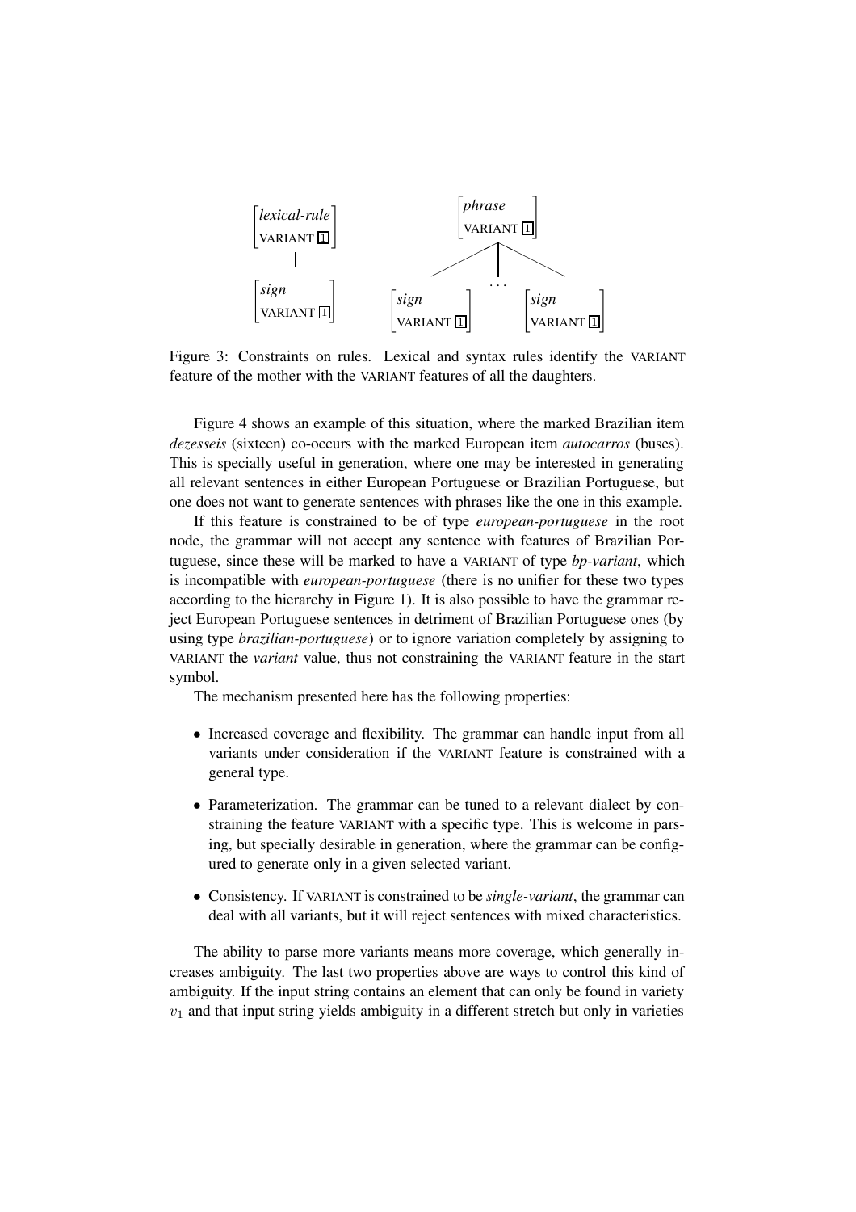$$\begin{bmatrix} \textit{lexical-rule} \\ \text{VARIANT } \boxed{1} \end{bmatrix} \qquad\qquad \begin{bmatrix} \textit{phrase} \\ \text{VARIANT } \boxed{1} \end{bmatrix}$$

$$\begin{bmatrix} \textit{sign} \\ \text{VARIANT } \boxed{1} \end{bmatrix} \qquad \begin{bmatrix} \textit{sign} \\ \text{VARIANT } \boxed{1} \end{bmatrix} \;\; \ldots \;\; \begin{bmatrix} \textit{sign} \\ \text{VARIANT } \boxed{1} \end{bmatrix}$$

Figure 3: Constraints on rules. Lexical and syntax rules identify the VARIANT feature of the mother with the VARIANT features of all the daughters.

Figure 4 shows an example of this situation, where the marked Brazilian item *dezesseis* (sixteen) co-occurs with the marked European item *autocarros* (buses). This is specially useful in generation, where one may be interested in generating all relevant sentences in either European Portuguese or Brazilian Portuguese, but one does not want to generate sentences with phrases like the one in this example.

If this feature is constrained to be of type *european-portuguese* in the root node, the grammar will not accept any sentence with features of Brazilian Portuguese, since these will be marked to have a VARIANT of type *bp-variant*, which is incompatible with *european-portuguese* (there is no unifier for these two types according to the hierarchy in Figure 1). It is also possible to have the grammar reject European Portuguese sentences in detriment of Brazilian Portuguese ones (by using type *brazilian-portuguese*) or to ignore variation completely by assigning to VARIANT the *variant* value, thus not constraining the VARIANT feature in the start symbol.

The mechanism presented here has the following properties:

- Increased coverage and flexibility. The grammar can handle input from all variants under consideration if the VARIANT feature is constrained with a general type.
- Parameterization. The grammar can be tuned to a relevant dialect by constraining the feature VARIANT with a specific type. This is welcome in parsing, but specially desirable in generation, where the grammar can be configured to generate only in a given selected variant.
- Consistency. If VARIANT is constrained to be *single-variant*, the grammar can deal with all variants, but it will reject sentences with mixed characteristics.

The ability to parse more variants means more coverage, which generally increases ambiguity. The last two properties above are ways to control this kind of ambiguity. If the input string contains an element that can only be found in variety $v_1$ and that input string yields ambiguity in a different stretch but only in varieties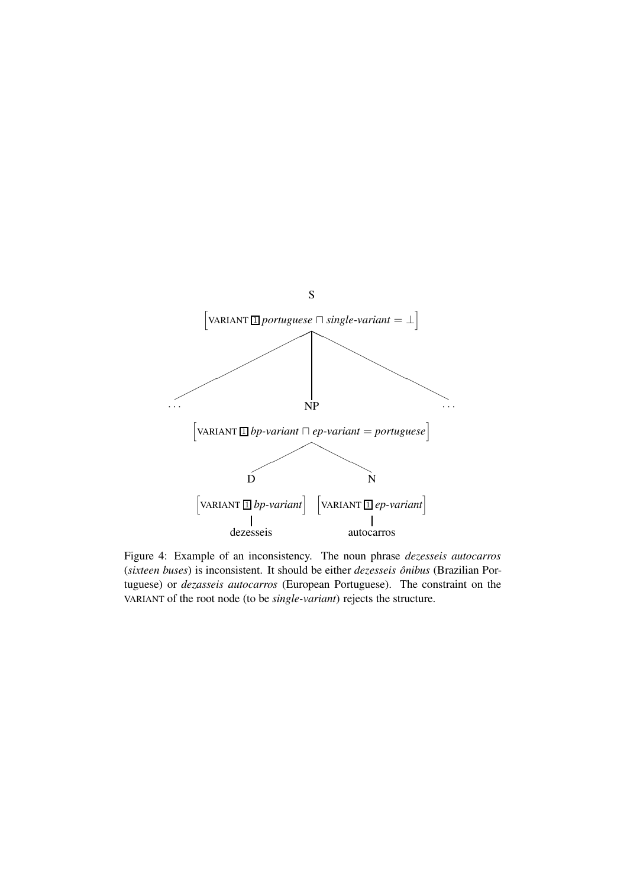S

$\left[\text{VARIANT } \boxed{1}\ \textit{portuguese} \sqcap \textit{single-variant} = \bot\right]$

. . . NP . . .

$\left[\text{VARIANT } \boxed{1}\ \textit{bp-variant} \sqcap \textit{ep-variant} = \textit{portuguese}\right]$

D N

$\left[\text{VARIANT } \boxed{1}\ \textit{bp-variant}\right]$ $\left[\text{VARIANT } \boxed{1}\ \textit{ep-variant}\right]$

dezesseis autocarros

Figure 4: Example of an inconsistency. The noun phrase *dezesseis autocarros* (*sixteen buses*) is inconsistent. It should be either *dezesseis ônibus* (Brazilian Portuguese) or *dezasseis autocarros* (European Portuguese). The constraint on the VARIANT of the root node (to be *single-variant*) rejects the structure.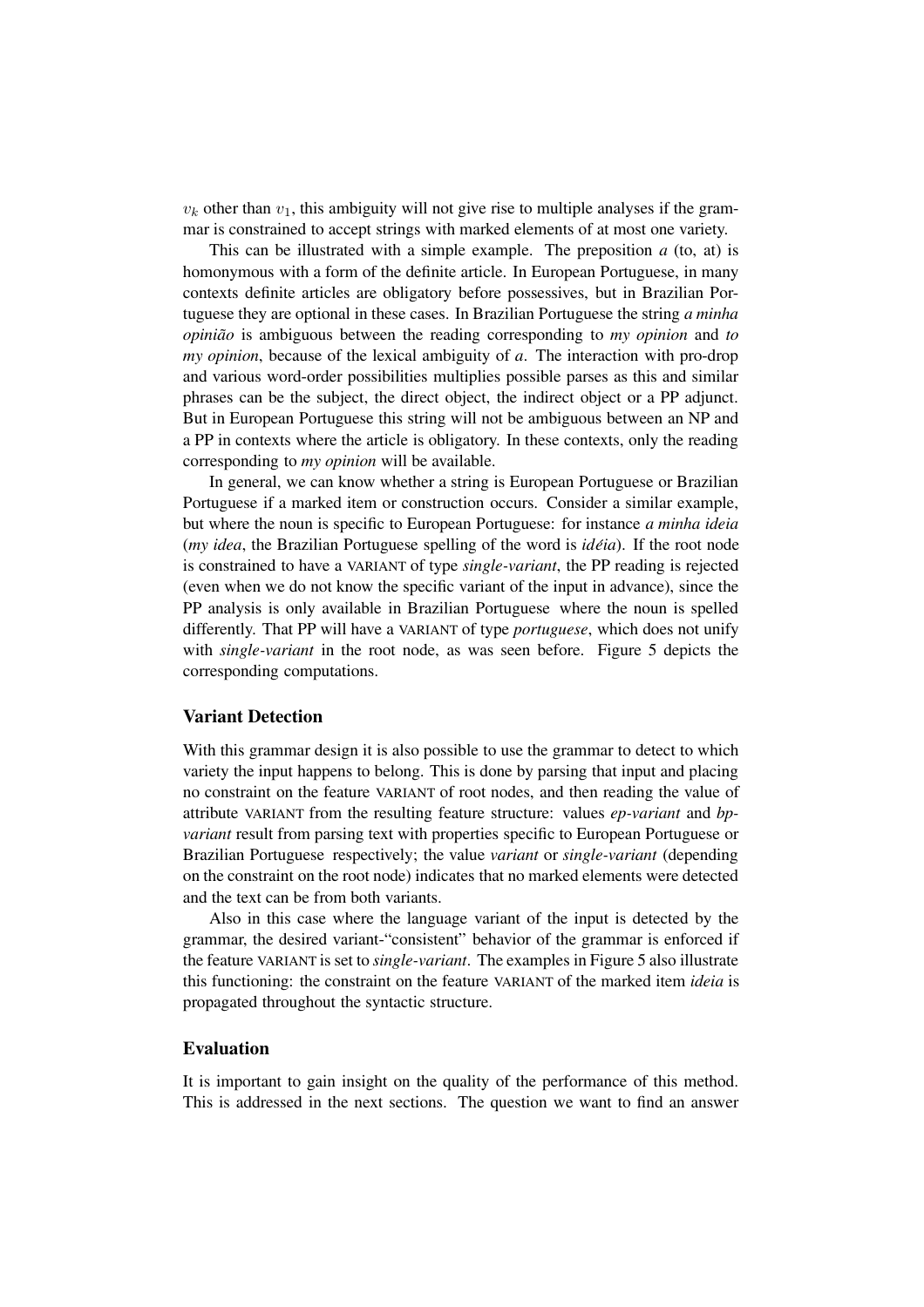$v_k$ other than $v_1$, this ambiguity will not give rise to multiple analyses if the grammar is constrained to accept strings with marked elements of at most one variety.

This can be illustrated with a simple example. The preposition *a* (to, at) is homonymous with a form of the definite article. In European Portuguese, in many contexts definite articles are obligatory before possessives, but in Brazilian Portuguese they are optional in these cases. In Brazilian Portuguese the string *a minha opinião* is ambiguous between the reading corresponding to *my opinion* and *to my opinion*, because of the lexical ambiguity of *a*. The interaction with pro-drop and various word-order possibilities multiplies possible parses as this and similar phrases can be the subject, the direct object, the indirect object or a PP adjunct. But in European Portuguese this string will not be ambiguous between an NP and a PP in contexts where the article is obligatory. In these contexts, only the reading corresponding to *my opinion* will be available.

In general, we can know whether a string is European Portuguese or Brazilian Portuguese if a marked item or construction occurs. Consider a similar example, but where the noun is specific to European Portuguese: for instance *a minha ideia* (*my idea*, the Brazilian Portuguese spelling of the word is *idéia*). If the root node is constrained to have a VARIANT of type *single-variant*, the PP reading is rejected (even when we do not know the specific variant of the input in advance), since the PP analysis is only available in Brazilian Portuguese where the noun is spelled differently. That PP will have a VARIANT of type *portuguese*, which does not unify with *single-variant* in the root node, as was seen before. Figure 5 depicts the corresponding computations.

### Variant Detection

With this grammar design it is also possible to use the grammar to detect to which variety the input happens to belong. This is done by parsing that input and placing no constraint on the feature VARIANT of root nodes, and then reading the value of attribute VARIANT from the resulting feature structure: values *ep-variant* and *bp-variant* result from parsing text with properties specific to European Portuguese or Brazilian Portuguese respectively; the value *variant* or *single-variant* (depending on the constraint on the root node) indicates that no marked elements were detected and the text can be from both variants.

Also in this case where the language variant of the input is detected by the grammar, the desired variant-"consistent" behavior of the grammar is enforced if the feature VARIANT is set to *single-variant*. The examples in Figure 5 also illustrate this functioning: the constraint on the feature VARIANT of the marked item *ideia* is propagated throughout the syntactic structure.

### Evaluation

It is important to gain insight on the quality of the performance of this method. This is addressed in the next sections. The question we want to find an answer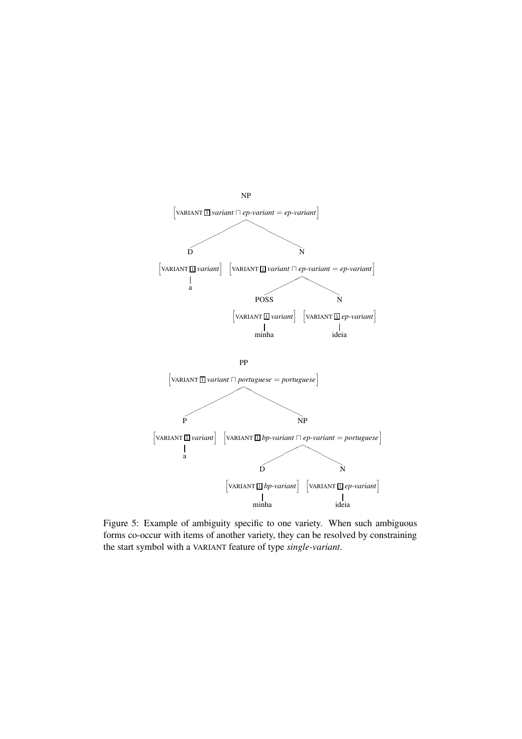```
NP
[VARIANT [1] variant ⊓ ep-variant = ep-variant]
├── D
│   [VARIANT [1] variant]
│   a
└── N
    [VARIANT [1] variant ⊓ ep-variant = ep-variant]
    ├── POSS
    │   [VARIANT [1] variant]
    │   minha
    └── N
        [VARIANT [1] ep-variant]
        ideia
```

```
PP
[VARIANT [1] variant ⊓ portuguese = portuguese]
├── P
│   [VARIANT [1] variant]
│   a
└── NP
    [VARIANT [1] bp-variant ⊓ ep-variant = portuguese]
    ├── D
    │   [VARIANT [1] bp-variant]
    │   minha
    └── N
        [VARIANT [1] ep-variant]
        ideia
```

Figure 5: Example of ambiguity specific to one variety. When such ambiguous forms co-occur with items of another variety, they can be resolved by constraining the start symbol with a VARIANT feature of type *single-variant*.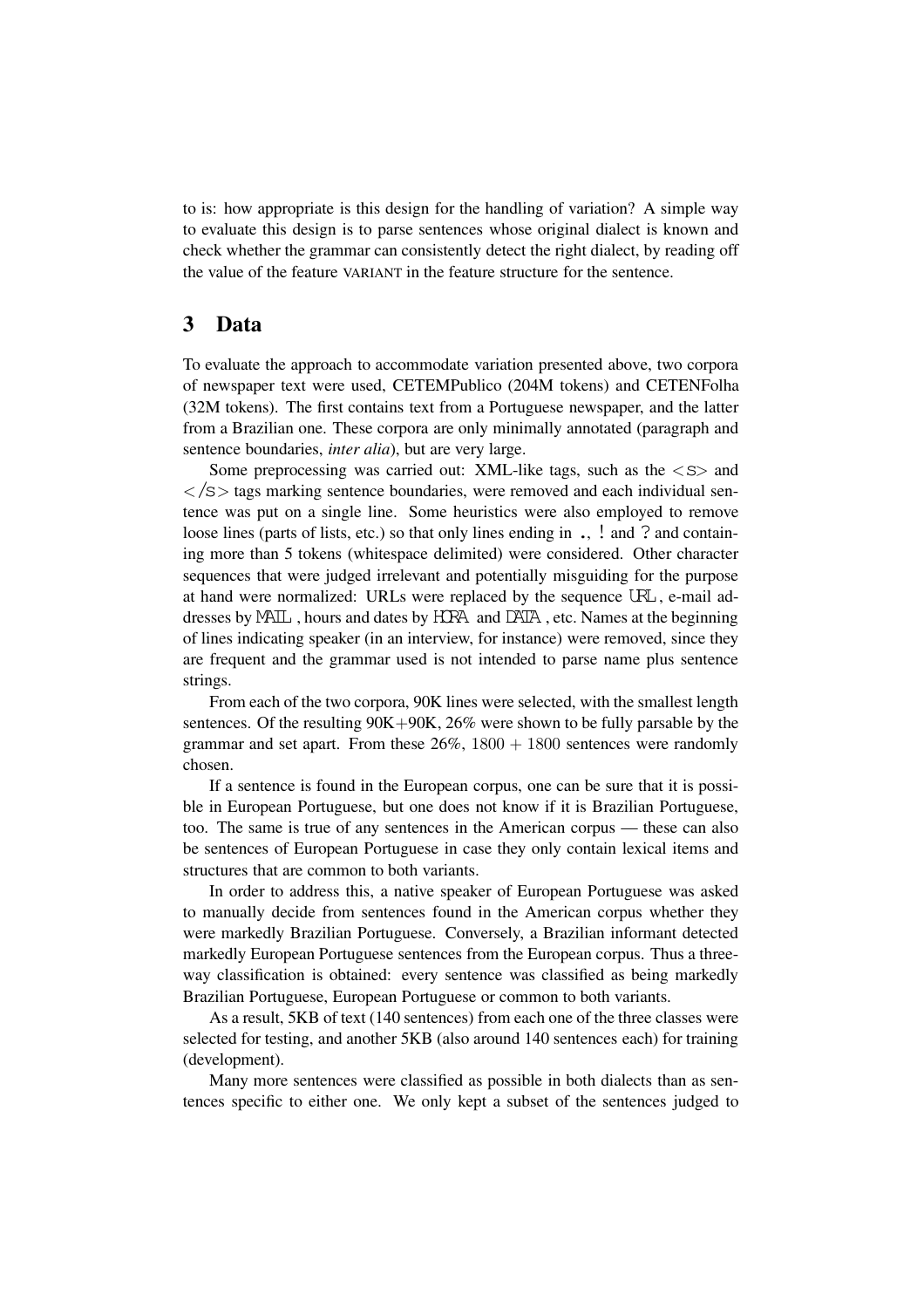to is: how appropriate is this design for the handling of variation? A simple way to evaluate this design is to parse sentences whose original dialect is known and check whether the grammar can consistently detect the right dialect, by reading off the value of the feature VARIANT in the feature structure for the sentence.

## 3 Data

To evaluate the approach to accommodate variation presented above, two corpora of newspaper text were used, CETEMPublico (204M tokens) and CETENFolha (32M tokens). The first contains text from a Portuguese newspaper, and the latter from a Brazilian one. These corpora are only minimally annotated (paragraph and sentence boundaries, *inter alia*), but are very large.

Some preprocessing was carried out: XML-like tags, such as the <S> and </S> tags marking sentence boundaries, were removed and each individual sentence was put on a single line. Some heuristics were also employed to remove loose lines (parts of lists, etc.) so that only lines ending in `.`, `!` and `?` and containing more than 5 tokens (whitespace delimited) were considered. Other character sequences that were judged irrelevant and potentially misguiding for the purpose at hand were normalized: URLs were replaced by the sequence `URL`, e-mail addresses by `MAIL`, hours and dates by `HORA` and `DATA`, etc. Names at the beginning of lines indicating speaker (in an interview, for instance) were removed, since they are frequent and the grammar used is not intended to parse name plus sentence strings.

From each of the two corpora, 90K lines were selected, with the smallest length sentences. Of the resulting 90K+90K, 26% were shown to be fully parsable by the grammar and set apart. From these 26%, $1800 + 1800$ sentences were randomly chosen.

If a sentence is found in the European corpus, one can be sure that it is possible in European Portuguese, but one does not know if it is Brazilian Portuguese, too. The same is true of any sentences in the American corpus — these can also be sentences of European Portuguese in case they only contain lexical items and structures that are common to both variants.

In order to address this, a native speaker of European Portuguese was asked to manually decide from sentences found in the American corpus whether they were markedly Brazilian Portuguese. Conversely, a Brazilian informant detected markedly European Portuguese sentences from the European corpus. Thus a three-way classification is obtained: every sentence was classified as being markedly Brazilian Portuguese, European Portuguese or common to both variants.

As a result, 5KB of text (140 sentences) from each one of the three classes were selected for testing, and another 5KB (also around 140 sentences each) for training (development).

Many more sentences were classified as possible in both dialects than as sentences specific to either one. We only kept a subset of the sentences judged to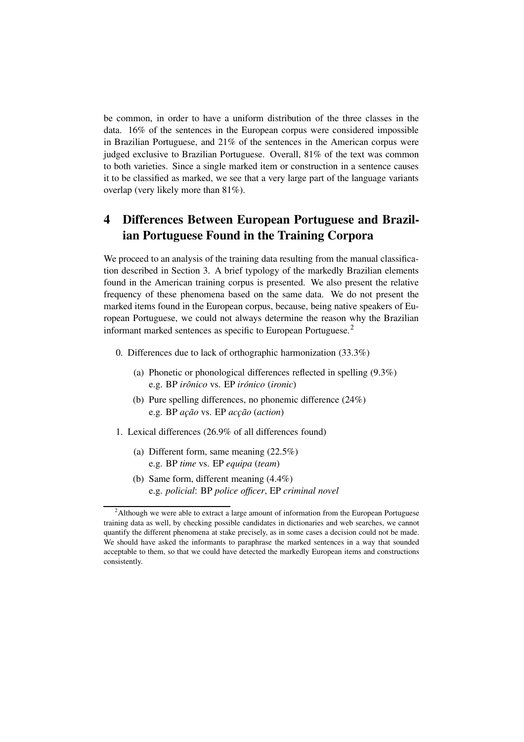be common, in order to have a uniform distribution of the three classes in the data. 16% of the sentences in the European corpus were considered impossible in Brazilian Portuguese, and 21% of the sentences in the American corpus were judged exclusive to Brazilian Portuguese. Overall, 81% of the text was common to both varieties. Since a single marked item or construction in a sentence causes it to be classified as marked, we see that a very large part of the language variants overlap (very likely more than 81%).

## 4 Differences Between European Portuguese and Brazilian Portuguese Found in the Training Corpora

We proceed to an analysis of the training data resulting from the manual classification described in Section 3. A brief typology of the markedly Brazilian elements found in the American training corpus is presented. We also present the relative frequency of these phenomena based on the same data. We do not present the marked items found in the European corpus, because, being native speakers of European Portuguese, we could not always determine the reason why the Brazilian informant marked sentences as specific to European Portuguese.[2]

0. Differences due to lack of orthographic harmonization (33.3%)
   (a) Phonetic or phonological differences reflected in spelling (9.3%)
   e.g. BP *irônico* vs. EP *irónico* (*ironic*)
   (b) Pure spelling differences, no phonemic difference (24%)
   e.g. BP *ação* vs. EP *acção* (*action*)
1. Lexical differences (26.9% of all differences found)
   (a) Different form, same meaning (22.5%)
   e.g. BP *time* vs. EP *equipa* (*team*)
   (b) Same form, different meaning (4.4%)
   e.g. *policial*: BP *police officer*, EP *criminal novel*

[2]Although we were able to extract a large amount of information from the European Portuguese training data as well, by checking possible candidates in dictionaries and web searches, we cannot quantify the different phenomena at stake precisely, as in some cases a decision could not be made. We should have asked the informants to paraphrase the marked sentences in a way that sounded acceptable to them, so that we could have detected the markedly European items and constructions consistently.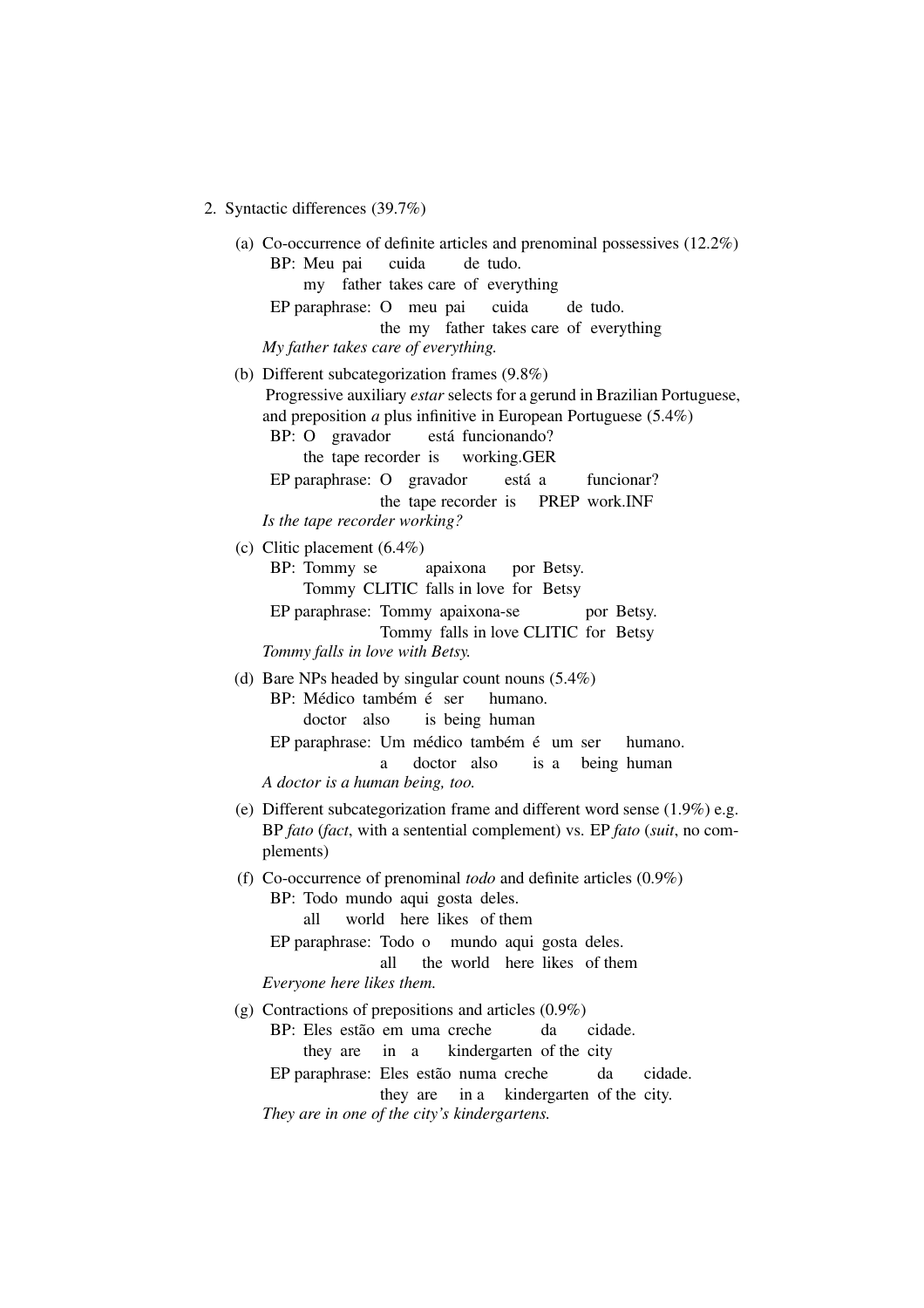2. Syntactic differences (39.7%)

   (a) Co-occurrence of definite articles and prenominal possessives (12.2%)

   BP: Meu pai cuida de tudo.
   my father takes care of everything

   EP paraphrase: O meu pai cuida de tudo.
   the my father takes care of everything

   *My father takes care of everything.*

   (b) Different subcategorization frames (9.8%)

   Progressive auxiliary *estar* selects for a gerund in Brazilian Portuguese, and preposition *a* plus infinitive in European Portuguese (5.4%)

   BP: O gravador está funcionando?
   the tape recorder is working.GER

   EP paraphrase: O gravador está a funcionar?
   the tape recorder is PREP work.INF

   *Is the tape recorder working?*

   (c) Clitic placement (6.4%)

   BP: Tommy se apaixona por Betsy.
   Tommy CLITIC falls in love for Betsy

   EP paraphrase: Tommy apaixona-se por Betsy.
   Tommy falls in love CLITIC for Betsy

   *Tommy falls in love with Betsy.*

   (d) Bare NPs headed by singular count nouns (5.4%)

   BP: Médico também é ser humano.
   doctor also is being human

   EP paraphrase: Um médico também é um ser humano.
   a doctor also is a being human

   *A doctor is a human being, too.*

   (e) Different subcategorization frame and different word sense (1.9%) e.g. BP *fato* (*fact*, with a sentential complement) vs. EP *fato* (*suit*, no complements)

   (f) Co-occurrence of prenominal *todo* and definite articles (0.9%)

   BP: Todo mundo aqui gosta deles.
   all world here likes of them

   EP paraphrase: Todo o mundo aqui gosta deles.
   all the world here likes of them

   *Everyone here likes them.*

   (g) Contractions of prepositions and articles (0.9%)

   BP: Eles estão em uma creche da cidade.
   they are in a kindergarten of the city

   EP paraphrase: Eles estão numa creche da cidade.
   they are in a kindergarten of the city.

   *They are in one of the city's kindergartens.*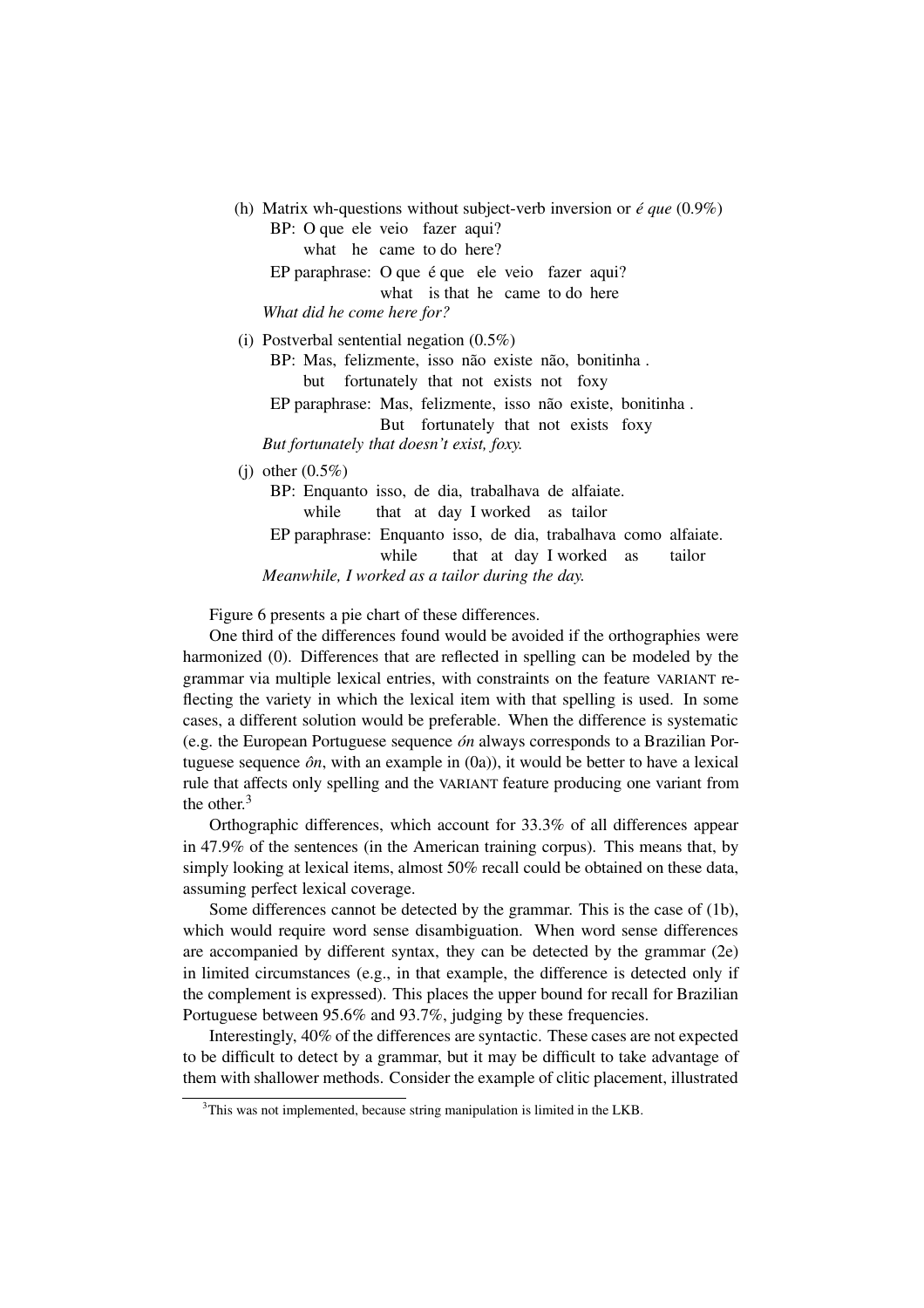(h) Matrix wh-questions without subject-verb inversion or *é que* (0.9%)

BP: O que ele veio fazer aqui?
what he came to do here?

EP paraphrase: O que é que ele veio fazer aqui?
what is that he came to do here

*What did he come here for?*

(i) Postverbal sentential negation (0.5%)

BP: Mas, felizmente, isso não existe não, bonitinha .
but fortunately that not exists not foxy

EP paraphrase: Mas, felizmente, isso não existe, bonitinha .
But fortunately that not exists foxy

*But fortunately that doesn't exist, foxy.*

(j) other (0.5%)

BP: Enquanto isso, de dia, trabalhava de alfaiate.
while that at day I worked as tailor

EP paraphrase: Enquanto isso, de dia, trabalhava como alfaiate.
while that at day I worked as tailor

*Meanwhile, I worked as a tailor during the day.*

Figure 6 presents a pie chart of these differences.

One third of the differences found would be avoided if the orthographies were harmonized (0). Differences that are reflected in spelling can be modeled by the grammar via multiple lexical entries, with constraints on the feature VARIANT reflecting the variety in which the lexical item with that spelling is used. In some cases, a different solution would be preferable. When the difference is systematic (e.g. the European Portuguese sequence *ón* always corresponds to a Brazilian Portuguese sequence *ôn*, with an example in (0a)), it would be better to have a lexical rule that affects only spelling and the VARIANT feature producing one variant from the other.[3]

Orthographic differences, which account for 33.3% of all differences appear in 47.9% of the sentences (in the American training corpus). This means that, by simply looking at lexical items, almost 50% recall could be obtained on these data, assuming perfect lexical coverage.

Some differences cannot be detected by the grammar. This is the case of (1b), which would require word sense disambiguation. When word sense differences are accompanied by different syntax, they can be detected by the grammar (2e) in limited circumstances (e.g., in that example, the difference is detected only if the complement is expressed). This places the upper bound for recall for Brazilian Portuguese between 95.6% and 93.7%, judging by these frequencies.

Interestingly, 40% of the differences are syntactic. These cases are not expected to be difficult to detect by a grammar, but it may be difficult to take advantage of them with shallower methods. Consider the example of clitic placement, illustrated

[3]This was not implemented, because string manipulation is limited in the LKB.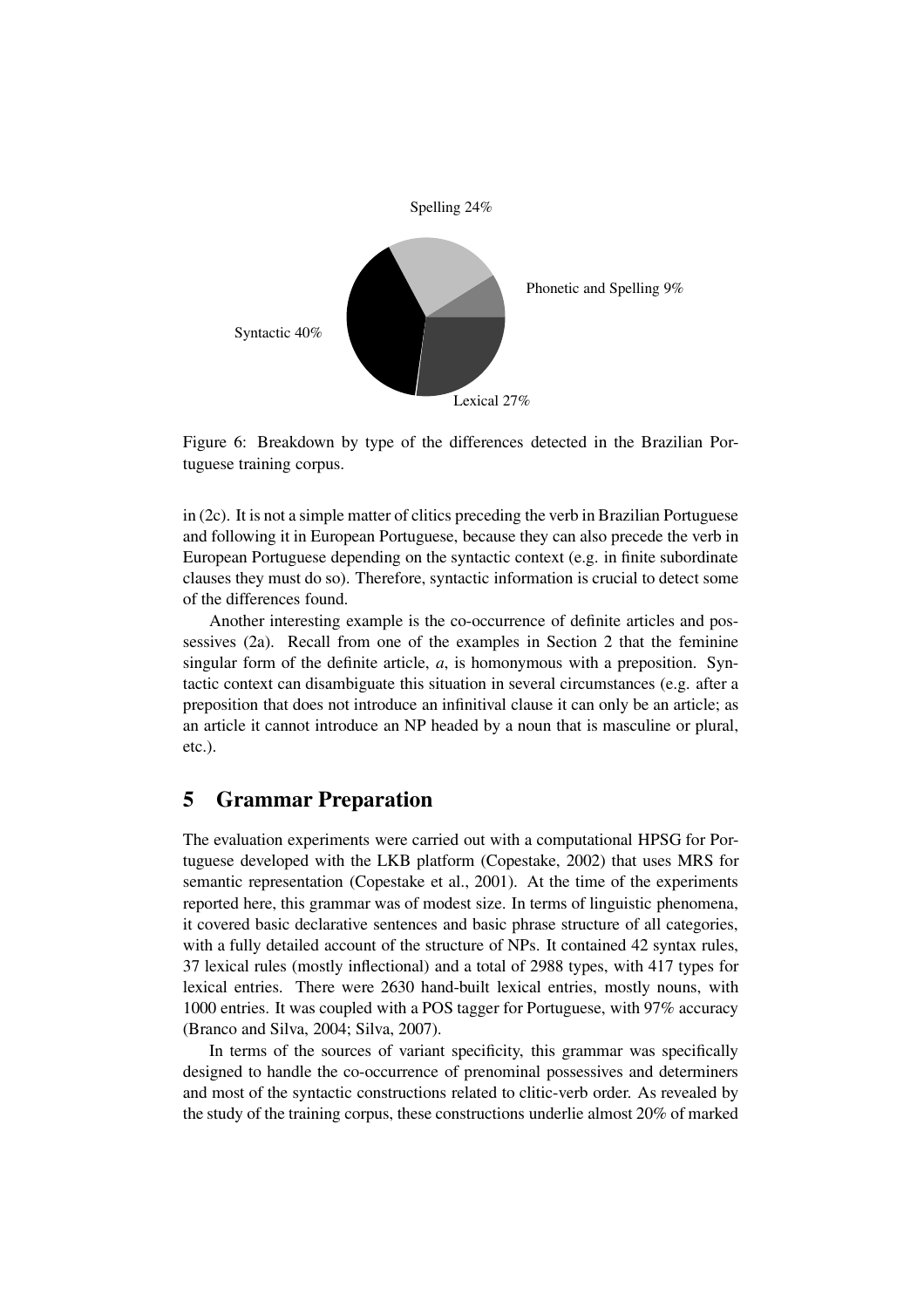Spelling 24%

Phonetic and Spelling 9%

Syntactic 40%

Lexical 27%

Figure 6: Breakdown by type of the differences detected in the Brazilian Portuguese training corpus.

in (2c). It is not a simple matter of clitics preceding the verb in Brazilian Portuguese and following it in European Portuguese, because they can also precede the verb in European Portuguese depending on the syntactic context (e.g. in finite subordinate clauses they must do so). Therefore, syntactic information is crucial to detect some of the differences found.

Another interesting example is the co-occurrence of definite articles and possessives (2a). Recall from one of the examples in Section 2 that the feminine singular form of the definite article, *a*, is homonymous with a preposition. Syntactic context can disambiguate this situation in several circumstances (e.g. after a preposition that does not introduce an infinitival clause it can only be an article; as an article it cannot introduce an NP headed by a noun that is masculine or plural, etc.).

## 5 Grammar Preparation

The evaluation experiments were carried out with a computational HPSG for Portuguese developed with the LKB platform (Copestake, 2002) that uses MRS for semantic representation (Copestake et al., 2001). At the time of the experiments reported here, this grammar was of modest size. In terms of linguistic phenomena, it covered basic declarative sentences and basic phrase structure of all categories, with a fully detailed account of the structure of NPs. It contained 42 syntax rules, 37 lexical rules (mostly inflectional) and a total of 2988 types, with 417 types for lexical entries. There were 2630 hand-built lexical entries, mostly nouns, with 1000 entries. It was coupled with a POS tagger for Portuguese, with 97% accuracy (Branco and Silva, 2004; Silva, 2007).

In terms of the sources of variant specificity, this grammar was specifically designed to handle the co-occurrence of prenominal possessives and determiners and most of the syntactic constructions related to clitic-verb order. As revealed by the study of the training corpus, these constructions underlie almost 20% of marked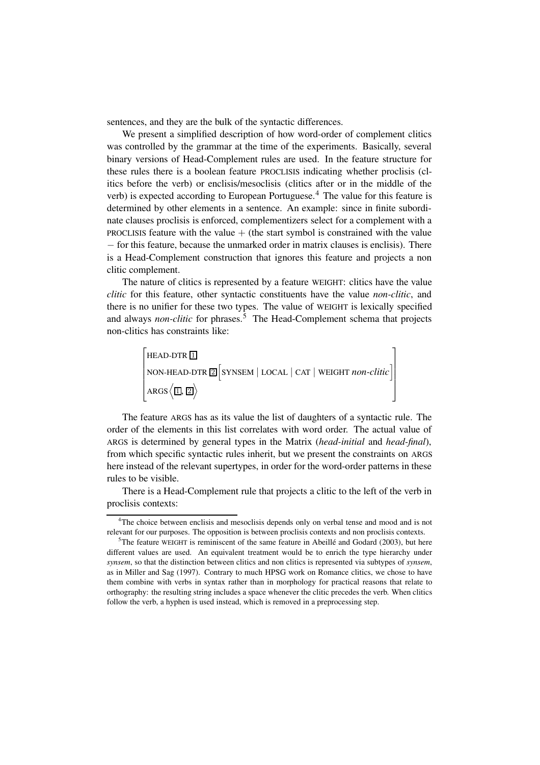sentences, and they are the bulk of the syntactic differences.

We present a simplified description of how word-order of complement clitics was controlled by the grammar at the time of the experiments. Basically, several binary versions of Head-Complement rules are used. In the feature structure for these rules there is a boolean feature PROCLISIS indicating whether proclisis (clitics before the verb) or enclisis/mesoclisis (clitics after or in the middle of the verb) is expected according to European Portuguese.[4] The value for this feature is determined by other elements in a sentence. An example: since in finite subordinate clauses proclisis is enforced, complementizers select for a complement with a PROCLISIS feature with the value $+$ (the start symbol is constrained with the value $-$ for this feature, because the unmarked order in matrix clauses is enclisis). There is a Head-Complement construction that ignores this feature and projects a non clitic complement.

The nature of clitics is represented by a feature WEIGHT: clitics have the value *clitic* for this feature, other syntactic constituents have the value *non-clitic*, and there is no unifier for these two types. The value of WEIGHT is lexically specified and always *non-clitic* for phrases.[5] The Head-Complement schema that projects non-clitics has constraints like:

$$\begin{bmatrix} \text{HEAD-DTR } \boxed{1} \\ \text{NON-HEAD-DTR } \boxed{2} \left[ \text{SYNSEM} \mid \text{LOCAL} \mid \text{CAT} \mid \text{WEIGHT } \textit{non-clitic} \right] \\ \text{ARGS} \left\langle \boxed{1}, \boxed{2} \right\rangle \end{bmatrix}$$

The feature ARGS has as its value the list of daughters of a syntactic rule. The order of the elements in this list correlates with word order. The actual value of ARGS is determined by general types in the Matrix (*head-initial* and *head-final*), from which specific syntactic rules inherit, but we present the constraints on ARGS here instead of the relevant supertypes, in order for the word-order patterns in these rules to be visible.

There is a Head-Complement rule that projects a clitic to the left of the verb in proclisis contexts:

[4] The choice between enclisis and mesoclisis depends only on verbal tense and mood and is not relevant for our purposes. The opposition is between proclisis contexts and non proclisis contexts.

[5] The feature WEIGHT is reminiscent of the same feature in Abeillé and Godard (2003), but here different values are used. An equivalent treatment would be to enrich the type hierarchy under *synsem*, so that the distinction between clitics and non clitics is represented via subtypes of *synsem*, as in Miller and Sag (1997). Contrary to much HPSG work on Romance clitics, we chose to have them combine with verbs in syntax rather than in morphology for practical reasons that relate to orthography: the resulting string includes a space whenever the clitic precedes the verb. When clitics follow the verb, a hyphen is used instead, which is removed in a preprocessing step.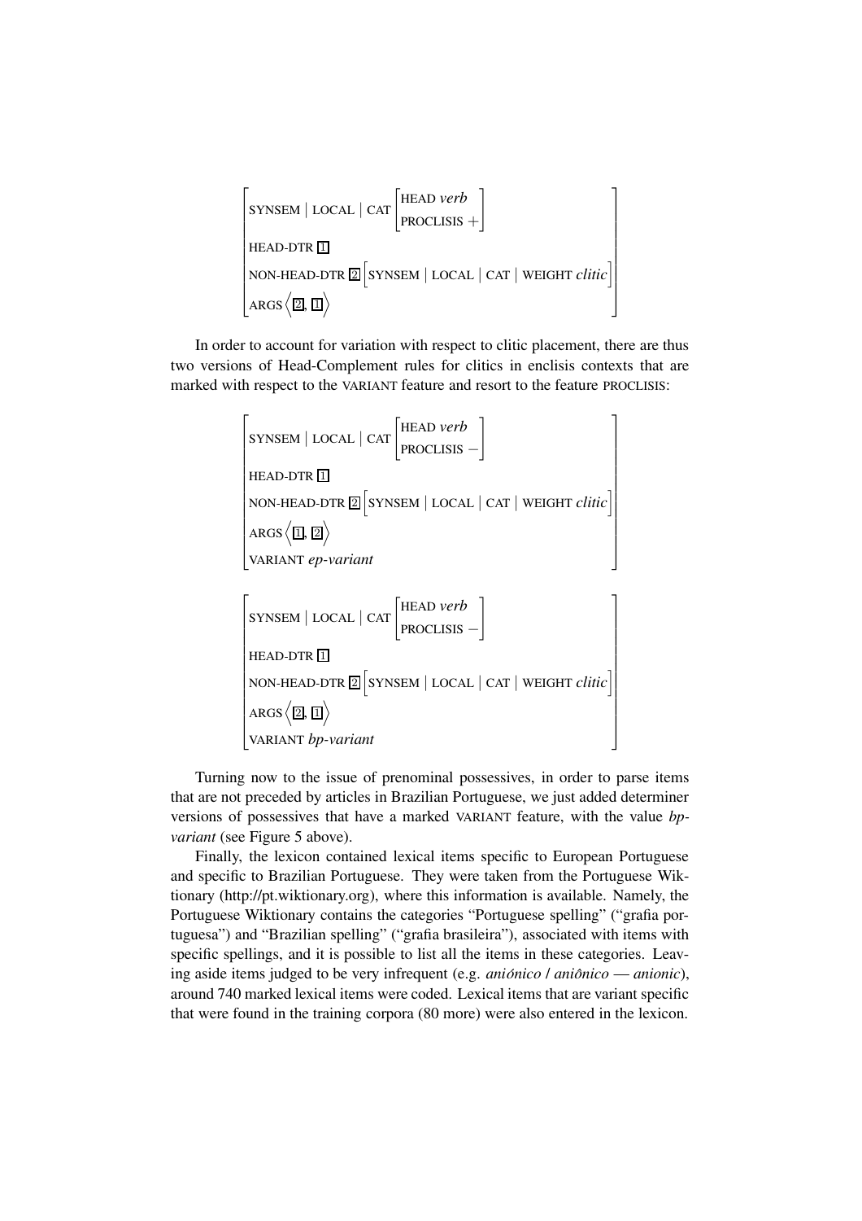$$\begin{bmatrix} \text{SYNSEM} \mid \text{LOCAL} \mid \text{CAT} \begin{bmatrix} \text{HEAD } \textit{verb} \\ \text{PROCLISIS } + \end{bmatrix} \\ \text{HEAD-DTR } \boxed{1} \\ \text{NON-HEAD-DTR } \boxed{2} \begin{bmatrix} \text{SYNSEM} \mid \text{LOCAL} \mid \text{CAT} \mid \text{WEIGHT } \textit{clitic} \end{bmatrix} \\ \text{ARGS} \left\langle \boxed{2}, \boxed{1} \right\rangle \end{bmatrix}$$

In order to account for variation with respect to clitic placement, there are thus two versions of Head-Complement rules for clitics in enclisis contexts that are marked with respect to the VARIANT feature and resort to the feature PROCLISIS:

$$\begin{bmatrix} \text{SYNSEM} \mid \text{LOCAL} \mid \text{CAT} \begin{bmatrix} \text{HEAD } \textit{verb} \\ \text{PROCLISIS } - \end{bmatrix} \\ \text{HEAD-DTR } \boxed{1} \\ \text{NON-HEAD-DTR } \boxed{2} \begin{bmatrix} \text{SYNSEM} \mid \text{LOCAL} \mid \text{CAT} \mid \text{WEIGHT } \textit{clitic} \end{bmatrix} \\ \text{ARGS} \left\langle \boxed{1}, \boxed{2} \right\rangle \\ \text{VARIANT } \textit{ep-variant} \end{bmatrix}$$

$$\begin{bmatrix} \text{SYNSEM} \mid \text{LOCAL} \mid \text{CAT} \begin{bmatrix} \text{HEAD } \textit{verb} \\ \text{PROCLISIS } - \end{bmatrix} \\ \text{HEAD-DTR } \boxed{1} \\ \text{NON-HEAD-DTR } \boxed{2} \begin{bmatrix} \text{SYNSEM} \mid \text{LOCAL} \mid \text{CAT} \mid \text{WEIGHT } \textit{clitic} \end{bmatrix} \\ \text{ARGS} \left\langle \boxed{2}, \boxed{1} \right\rangle \\ \text{VARIANT } \textit{bp-variant} \end{bmatrix}$$

Turning now to the issue of prenominal possessives, in order to parse items that are not preceded by articles in Brazilian Portuguese, we just added determiner versions of possessives that have a marked VARIANT feature, with the value *bp-variant* (see Figure 5 above).

Finally, the lexicon contained lexical items specific to European Portuguese and specific to Brazilian Portuguese. They were taken from the Portuguese Wiktionary (http://pt.wiktionary.org), where this information is available. Namely, the Portuguese Wiktionary contains the categories "Portuguese spelling" ("grafia portuguesa") and "Brazilian spelling" ("grafia brasileira"), associated with items with specific spellings, and it is possible to list all the items in these categories. Leaving aside items judged to be very infrequent (e.g. *aniónico* / *aniônico* — *anionic*), around 740 marked lexical items were coded. Lexical items that are variant specific that were found in the training corpora (80 more) were also entered in the lexicon.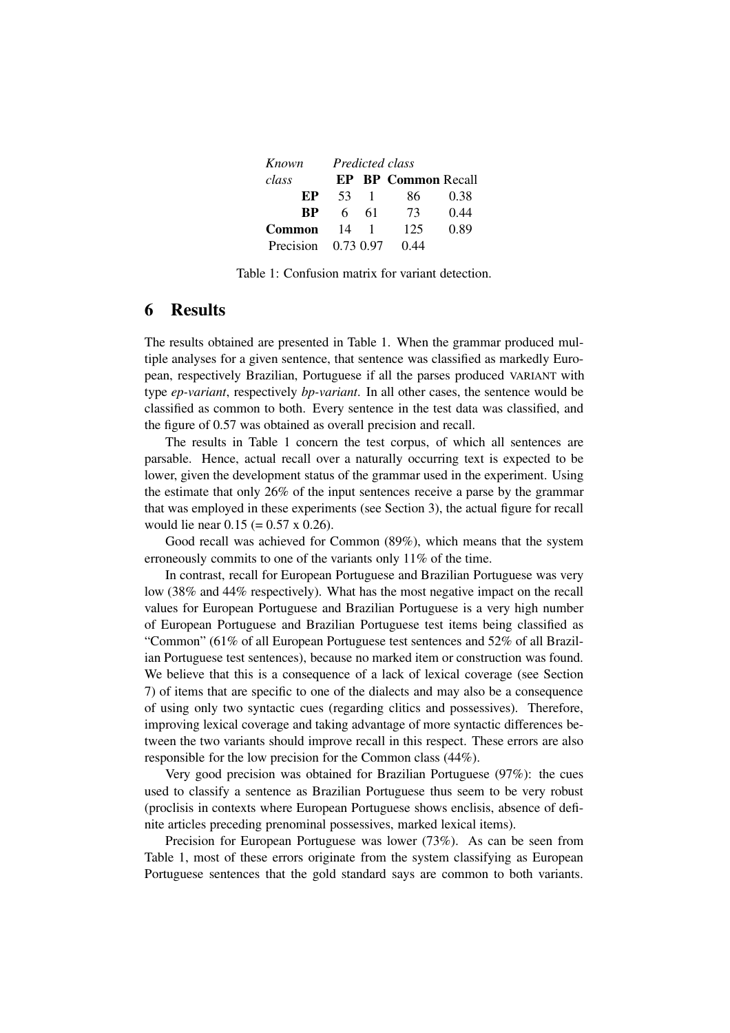| *Known class* | *Predicted class* | | | |
|---|---|---|---|---|
| | **EP** | **BP** | **Common** | Recall |
| **EP** | 53 | 1 | 86 | 0.38 |
| **BP** | 6 | 61 | 73 | 0.44 |
| **Common** | 14 | 1 | 125 | 0.89 |
| Precision | 0.73 | 0.97 | 0.44 | |

Table 1: Confusion matrix for variant detection.

# 6 Results

The results obtained are presented in Table 1. When the grammar produced multiple analyses for a given sentence, that sentence was classified as markedly European, respectively Brazilian, Portuguese if all the parses produced VARIANT with type *ep-variant*, respectively *bp-variant*. In all other cases, the sentence would be classified as common to both. Every sentence in the test data was classified, and the figure of 0.57 was obtained as overall precision and recall.

The results in Table 1 concern the test corpus, of which all sentences are parsable. Hence, actual recall over a naturally occurring text is expected to be lower, given the development status of the grammar used in the experiment. Using the estimate that only 26% of the input sentences receive a parse by the grammar that was employed in these experiments (see Section 3), the actual figure for recall would lie near 0.15 (= 0.57 x 0.26).

Good recall was achieved for Common (89%), which means that the system erroneously commits to one of the variants only 11% of the time.

In contrast, recall for European Portuguese and Brazilian Portuguese was very low (38% and 44% respectively). What has the most negative impact on the recall values for European Portuguese and Brazilian Portuguese is a very high number of European Portuguese and Brazilian Portuguese test items being classified as "Common" (61% of all European Portuguese test sentences and 52% of all Brazilian Portuguese test sentences), because no marked item or construction was found. We believe that this is a consequence of a lack of lexical coverage (see Section 7) of items that are specific to one of the dialects and may also be a consequence of using only two syntactic cues (regarding clitics and possessives). Therefore, improving lexical coverage and taking advantage of more syntactic differences between the two variants should improve recall in this respect. These errors are also responsible for the low precision for the Common class (44%).

Very good precision was obtained for Brazilian Portuguese (97%): the cues used to classify a sentence as Brazilian Portuguese thus seem to be very robust (proclisis in contexts where European Portuguese shows enclisis, absence of definite articles preceding prenominal possessives, marked lexical items).

Precision for European Portuguese was lower (73%). As can be seen from Table 1, most of these errors originate from the system classifying as European Portuguese sentences that the gold standard says are common to both variants.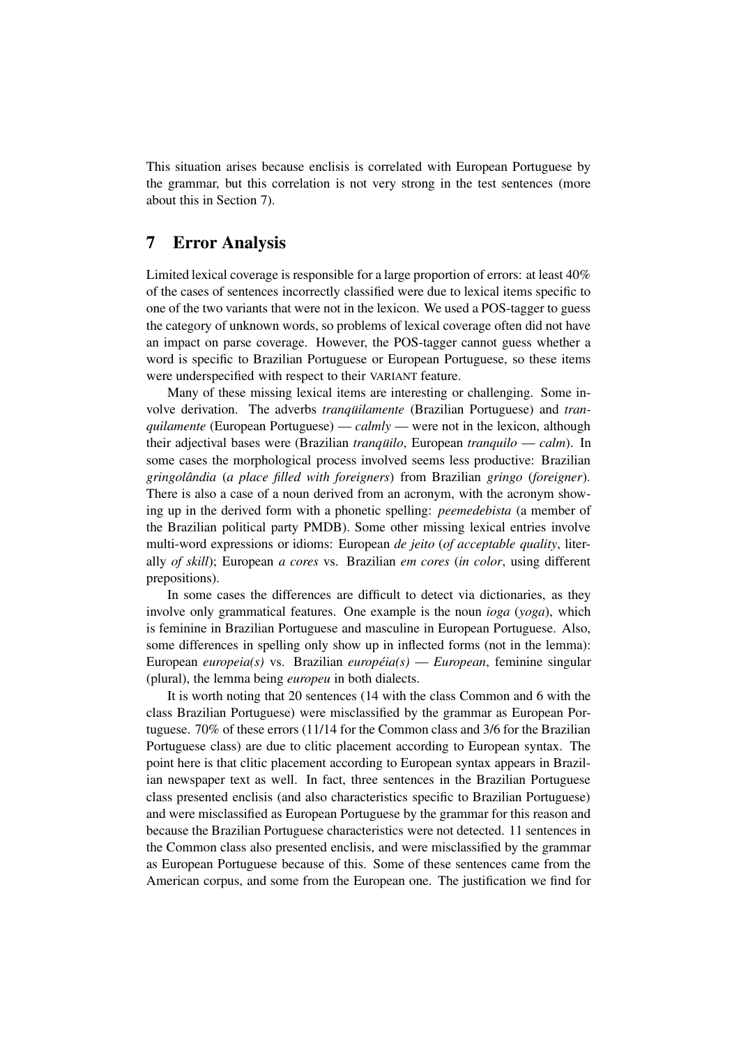This situation arises because enclisis is correlated with European Portuguese by the grammar, but this correlation is not very strong in the test sentences (more about this in Section 7).

## 7 Error Analysis

Limited lexical coverage is responsible for a large proportion of errors: at least 40% of the cases of sentences incorrectly classified were due to lexical items specific to one of the two variants that were not in the lexicon. We used a POS-tagger to guess the category of unknown words, so problems of lexical coverage often did not have an impact on parse coverage. However, the POS-tagger cannot guess whether a word is specific to Brazilian Portuguese or European Portuguese, so these items were underspecified with respect to their VARIANT feature.

Many of these missing lexical items are interesting or challenging. Some involve derivation. The adverbs *tranqüilamente* (Brazilian Portuguese) and *tranquilamente* (European Portuguese) — *calmly* — were not in the lexicon, although their adjectival bases were (Brazilian *tranqüilo*, European *tranquilo* — *calm*). In some cases the morphological process involved seems less productive: Brazilian *gringolândia* (*a place filled with foreigners*) from Brazilian *gringo* (*foreigner*). There is also a case of a noun derived from an acronym, with the acronym showing up in the derived form with a phonetic spelling: *peemedebista* (a member of the Brazilian political party PMDB). Some other missing lexical entries involve multi-word expressions or idioms: European *de jeito* (*of acceptable quality*, literally *of skill*); European *a cores* vs. Brazilian *em cores* (*in color*, using different prepositions).

In some cases the differences are difficult to detect via dictionaries, as they involve only grammatical features. One example is the noun *ioga* (*yoga*), which is feminine in Brazilian Portuguese and masculine in European Portuguese. Also, some differences in spelling only show up in inflected forms (not in the lemma): European *europeia(s)* vs. Brazilian *européia(s)* — *European*, feminine singular (plural), the lemma being *europeu* in both dialects.

It is worth noting that 20 sentences (14 with the class Common and 6 with the class Brazilian Portuguese) were misclassified by the grammar as European Portuguese. 70% of these errors (11/14 for the Common class and 3/6 for the Brazilian Portuguese class) are due to clitic placement according to European syntax. The point here is that clitic placement according to European syntax appears in Brazilian newspaper text as well. In fact, three sentences in the Brazilian Portuguese class presented enclisis (and also characteristics specific to Brazilian Portuguese) and were misclassified as European Portuguese by the grammar for this reason and because the Brazilian Portuguese characteristics were not detected. 11 sentences in the Common class also presented enclisis, and were misclassified by the grammar as European Portuguese because of this. Some of these sentences came from the American corpus, and some from the European one. The justification we find for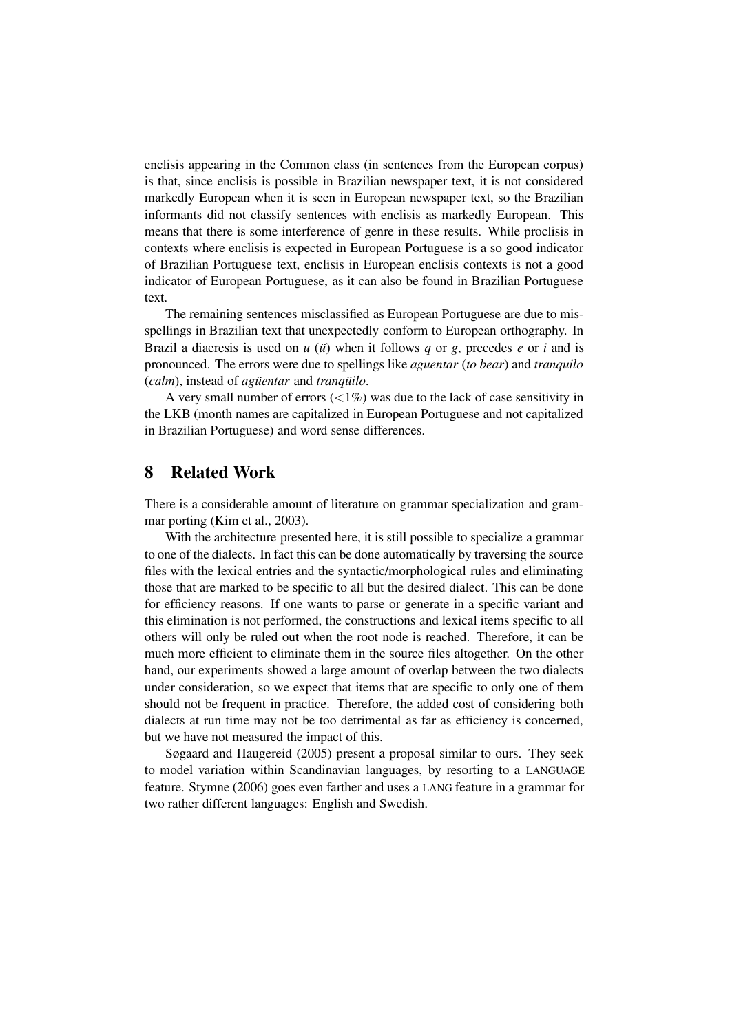enclisis appearing in the Common class (in sentences from the European corpus) is that, since enclisis is possible in Brazilian newspaper text, it is not considered markedly European when it is seen in European newspaper text, so the Brazilian informants did not classify sentences with enclisis as markedly European. This means that there is some interference of genre in these results. While proclisis in contexts where enclisis is expected in European Portuguese is a so good indicator of Brazilian Portuguese text, enclisis in European enclisis contexts is not a good indicator of European Portuguese, as it can also be found in Brazilian Portuguese text.

The remaining sentences misclassified as European Portuguese are due to misspellings in Brazilian text that unexpectedly conform to European orthography. In Brazil a diaeresis is used on *u* (*ü*) when it follows *q* or *g*, precedes *e* or *i* and is pronounced. The errors were due to spellings like *aguentar* (*to bear*) and *tranquilo* (*calm*), instead of *agüentar* and *tranqüilo*.

A very small number of errors ($<1\%$) was due to the lack of case sensitivity in the LKB (month names are capitalized in European Portuguese and not capitalized in Brazilian Portuguese) and word sense differences.

## 8 Related Work

There is a considerable amount of literature on grammar specialization and grammar porting (Kim et al., 2003).

With the architecture presented here, it is still possible to specialize a grammar to one of the dialects. In fact this can be done automatically by traversing the source files with the lexical entries and the syntactic/morphological rules and eliminating those that are marked to be specific to all but the desired dialect. This can be done for efficiency reasons. If one wants to parse or generate in a specific variant and this elimination is not performed, the constructions and lexical items specific to all others will only be ruled out when the root node is reached. Therefore, it can be much more efficient to eliminate them in the source files altogether. On the other hand, our experiments showed a large amount of overlap between the two dialects under consideration, so we expect that items that are specific to only one of them should not be frequent in practice. Therefore, the added cost of considering both dialects at run time may not be too detrimental as far as efficiency is concerned, but we have not measured the impact of this.

Søgaard and Haugereid (2005) present a proposal similar to ours. They seek to model variation within Scandinavian languages, by resorting to a LANGUAGE feature. Stymne (2006) goes even farther and uses a LANG feature in a grammar for two rather different languages: English and Swedish.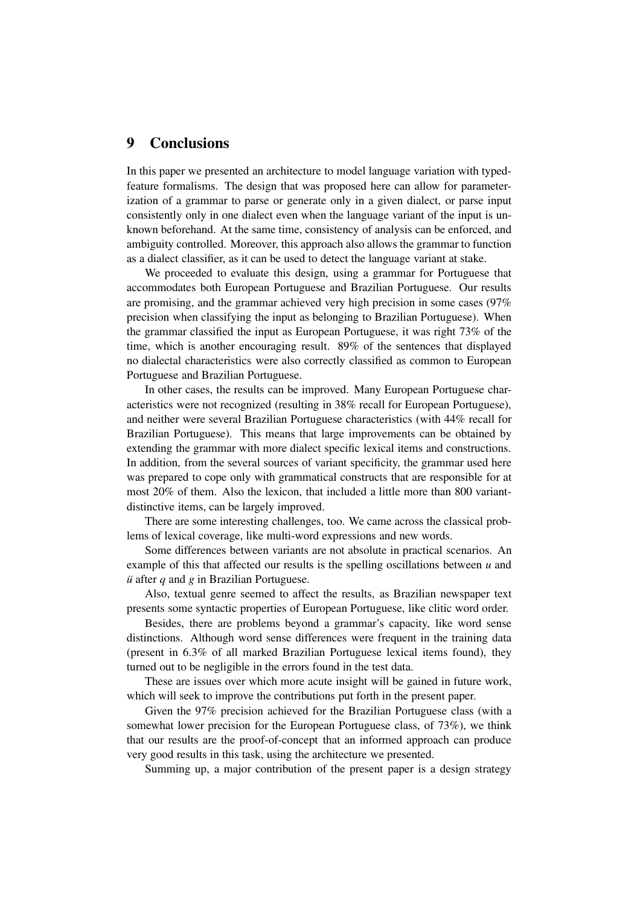## 9 Conclusions

In this paper we presented an architecture to model language variation with typed-feature formalisms. The design that was proposed here can allow for parameterization of a grammar to parse or generate only in a given dialect, or parse input consistently only in one dialect even when the language variant of the input is unknown beforehand. At the same time, consistency of analysis can be enforced, and ambiguity controlled. Moreover, this approach also allows the grammar to function as a dialect classifier, as it can be used to detect the language variant at stake.

We proceeded to evaluate this design, using a grammar for Portuguese that accommodates both European Portuguese and Brazilian Portuguese. Our results are promising, and the grammar achieved very high precision in some cases (97% precision when classifying the input as belonging to Brazilian Portuguese). When the grammar classified the input as European Portuguese, it was right 73% of the time, which is another encouraging result. 89% of the sentences that displayed no dialectal characteristics were also correctly classified as common to European Portuguese and Brazilian Portuguese.

In other cases, the results can be improved. Many European Portuguese characteristics were not recognized (resulting in 38% recall for European Portuguese), and neither were several Brazilian Portuguese characteristics (with 44% recall for Brazilian Portuguese). This means that large improvements can be obtained by extending the grammar with more dialect specific lexical items and constructions. In addition, from the several sources of variant specificity, the grammar used here was prepared to cope only with grammatical constructs that are responsible for at most 20% of them. Also the lexicon, that included a little more than 800 variant-distinctive items, can be largely improved.

There are some interesting challenges, too. We came across the classical problems of lexical coverage, like multi-word expressions and new words.

Some differences between variants are not absolute in practical scenarios. An example of this that affected our results is the spelling oscillations between *u* and *ü* after *q* and *g* in Brazilian Portuguese.

Also, textual genre seemed to affect the results, as Brazilian newspaper text presents some syntactic properties of European Portuguese, like clitic word order.

Besides, there are problems beyond a grammar's capacity, like word sense distinctions. Although word sense differences were frequent in the training data (present in 6.3% of all marked Brazilian Portuguese lexical items found), they turned out to be negligible in the errors found in the test data.

These are issues over which more acute insight will be gained in future work, which will seek to improve the contributions put forth in the present paper.

Given the 97% precision achieved for the Brazilian Portuguese class (with a somewhat lower precision for the European Portuguese class, of 73%), we think that our results are the proof-of-concept that an informed approach can produce very good results in this task, using the architecture we presented.

Summing up, a major contribution of the present paper is a design strategy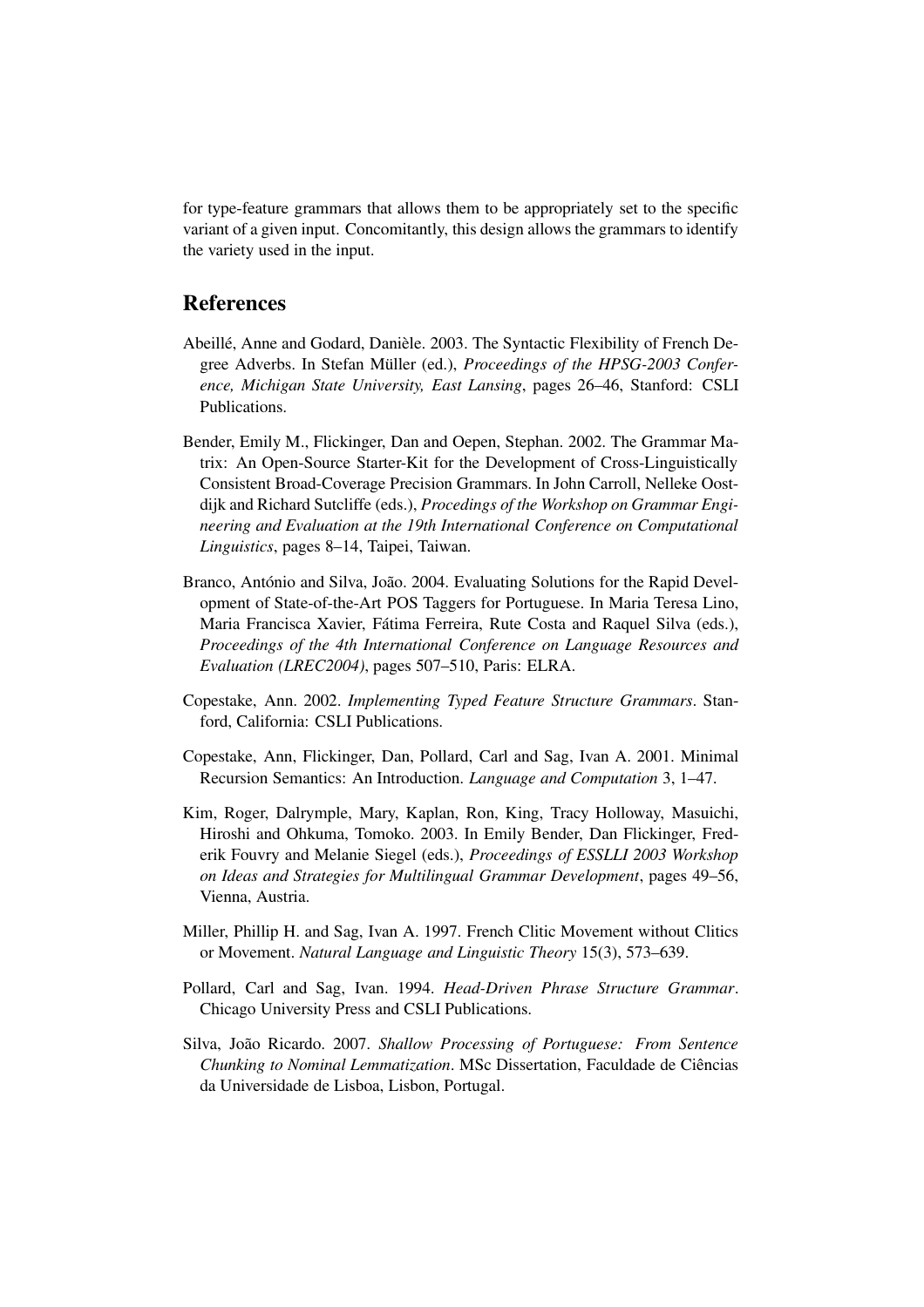for type-feature grammars that allows them to be appropriately set to the specific variant of a given input. Concomitantly, this design allows the grammars to identify the variety used in the input.

## References

Abeillé, Anne and Godard, Danièle. 2003. The Syntactic Flexibility of French Degree Adverbs. In Stefan Müller (ed.), *Proceedings of the HPSG-2003 Conference, Michigan State University, East Lansing*, pages 26–46, Stanford: CSLI Publications.

Bender, Emily M., Flickinger, Dan and Oepen, Stephan. 2002. The Grammar Matrix: An Open-Source Starter-Kit for the Development of Cross-Linguistically Consistent Broad-Coverage Precision Grammars. In John Carroll, Nelleke Oostdijk and Richard Sutcliffe (eds.), *Procedings of the Workshop on Grammar Engineering and Evaluation at the 19th International Conference on Computational Linguistics*, pages 8–14, Taipei, Taiwan.

Branco, António and Silva, João. 2004. Evaluating Solutions for the Rapid Development of State-of-the-Art POS Taggers for Portuguese. In Maria Teresa Lino, Maria Francisca Xavier, Fátima Ferreira, Rute Costa and Raquel Silva (eds.), *Proceedings of the 4th International Conference on Language Resources and Evaluation (LREC2004)*, pages 507–510, Paris: ELRA.

Copestake, Ann. 2002. *Implementing Typed Feature Structure Grammars*. Stanford, California: CSLI Publications.

Copestake, Ann, Flickinger, Dan, Pollard, Carl and Sag, Ivan A. 2001. Minimal Recursion Semantics: An Introduction. *Language and Computation* 3, 1–47.

Kim, Roger, Dalrymple, Mary, Kaplan, Ron, King, Tracy Holloway, Masuichi, Hiroshi and Ohkuma, Tomoko. 2003. In Emily Bender, Dan Flickinger, Frederik Fouvry and Melanie Siegel (eds.), *Proceedings of ESSLLI 2003 Workshop on Ideas and Strategies for Multilingual Grammar Development*, pages 49–56, Vienna, Austria.

Miller, Phillip H. and Sag, Ivan A. 1997. French Clitic Movement without Clitics or Movement. *Natural Language and Linguistic Theory* 15(3), 573–639.

Pollard, Carl and Sag, Ivan. 1994. *Head-Driven Phrase Structure Grammar*. Chicago University Press and CSLI Publications.

Silva, João Ricardo. 2007. *Shallow Processing of Portuguese: From Sentence Chunking to Nominal Lemmatization*. MSc Dissertation, Faculdade de Ciências da Universidade de Lisboa, Lisbon, Portugal.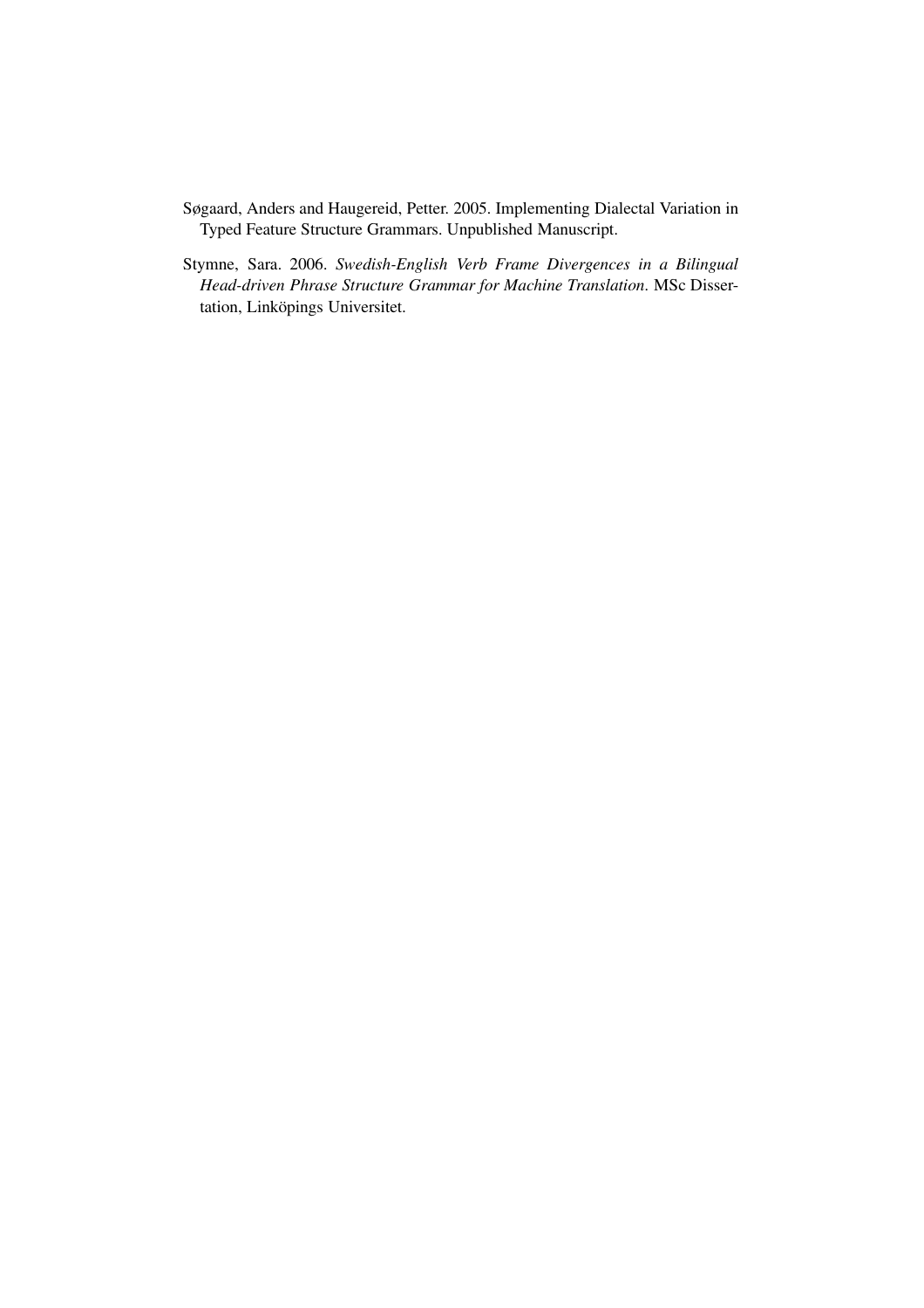Søgaard, Anders and Haugereid, Petter. 2005. Implementing Dialectal Variation in Typed Feature Structure Grammars. Unpublished Manuscript.

Stymne, Sara. 2006. *Swedish-English Verb Frame Divergences in a Bilingual Head-driven Phrase Structure Grammar for Machine Translation*. MSc Dissertation, Linköpings Universitet.